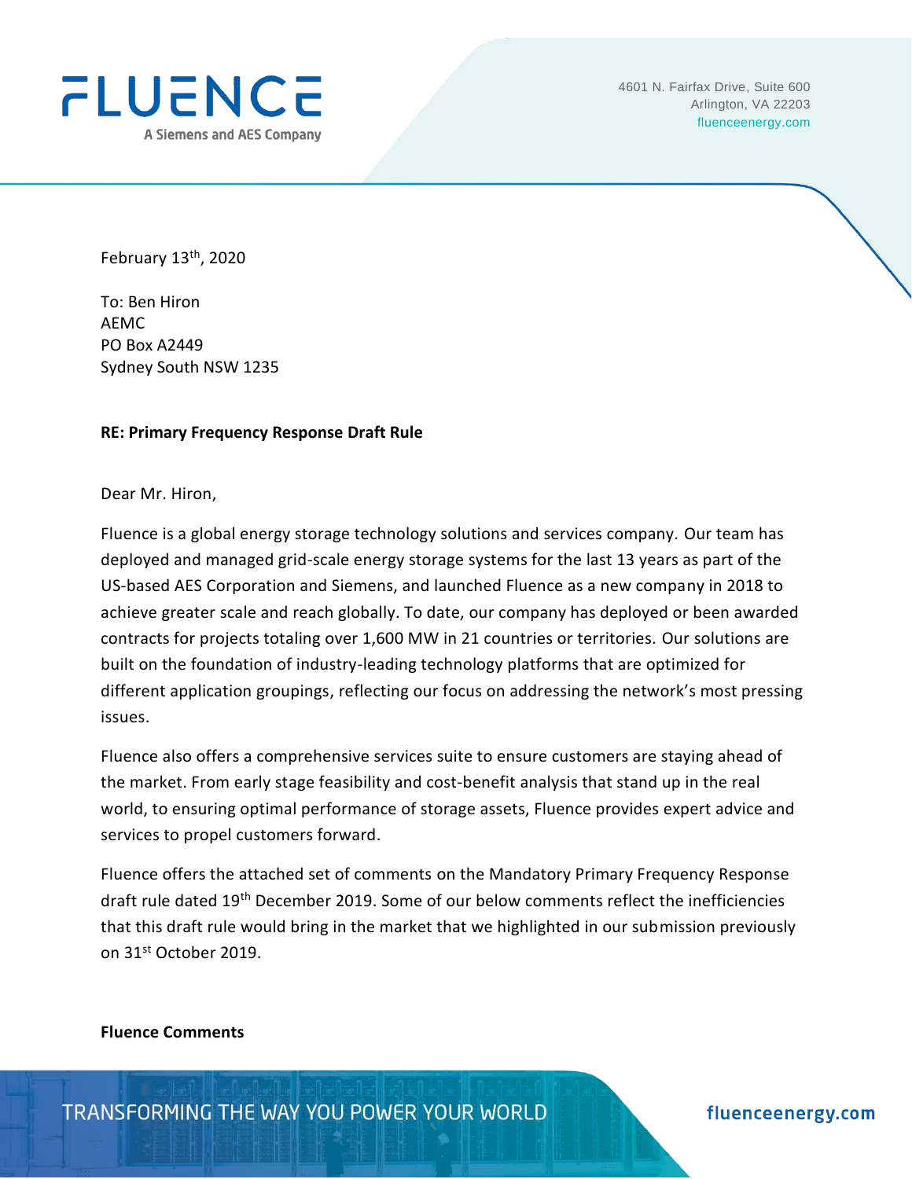FLUENCE
A Siemens and AES Company

4601 N. Fairfax Drive, Suite 600
Arlington, VA 22203
fluenceenergy.com

February 13th, 2020

To: Ben Hiron
AEMC
PO Box A2449
Sydney South NSW 1235

**RE: Primary Frequency Response Draft Rule**

Dear Mr. Hiron,

Fluence is a global energy storage technology solutions and services company. Our team has deployed and managed grid-scale energy storage systems for the last 13 years as part of the US-based AES Corporation and Siemens, and launched Fluence as a new company in 2018 to achieve greater scale and reach globally. To date, our company has deployed or been awarded contracts for projects totaling over 1,600 MW in 21 countries or territories. Our solutions are built on the foundation of industry-leading technology platforms that are optimized for different application groupings, reflecting our focus on addressing the network's most pressing issues.

Fluence also offers a comprehensive services suite to ensure customers are staying ahead of the market. From early stage feasibility and cost-benefit analysis that stand up in the real world, to ensuring optimal performance of storage assets, Fluence provides expert advice and services to propel customers forward.

Fluence offers the attached set of comments on the Mandatory Primary Frequency Response draft rule dated 19th December 2019. Some of our below comments reflect the inefficiencies that this draft rule would bring in the market that we highlighted in our submission previously on 31st October 2019.

**Fluence Comments**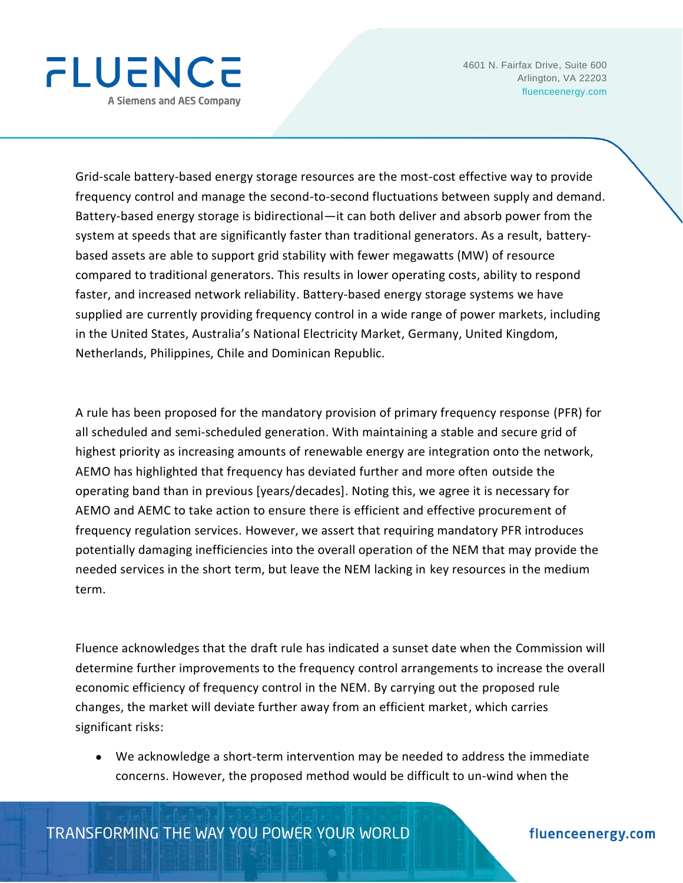Grid-scale battery-based energy storage resources are the most-cost effective way to provide frequency control and manage the second-to-second fluctuations between supply and demand. Battery-based energy storage is bidirectional—it can both deliver and absorb power from the system at speeds that are significantly faster than traditional generators. As a result, battery-based assets are able to support grid stability with fewer megawatts (MW) of resource compared to traditional generators. This results in lower operating costs, ability to respond faster, and increased network reliability. Battery-based energy storage systems we have supplied are currently providing frequency control in a wide range of power markets, including in the United States, Australia's National Electricity Market, Germany, United Kingdom, Netherlands, Philippines, Chile and Dominican Republic.

A rule has been proposed for the mandatory provision of primary frequency response (PFR) for all scheduled and semi-scheduled generation. With maintaining a stable and secure grid of highest priority as increasing amounts of renewable energy are integration onto the network, AEMO has highlighted that frequency has deviated further and more often outside the operating band than in previous [years/decades]. Noting this, we agree it is necessary for AEMO and AEMC to take action to ensure there is efficient and effective procurement of frequency regulation services. However, we assert that requiring mandatory PFR introduces potentially damaging inefficiencies into the overall operation of the NEM that may provide the needed services in the short term, but leave the NEM lacking in key resources in the medium term.

Fluence acknowledges that the draft rule has indicated a sunset date when the Commission will determine further improvements to the frequency control arrangements to increase the overall economic efficiency of frequency control in the NEM. By carrying out the proposed rule changes, the market will deviate further away from an efficient market, which carries significant risks:

- We acknowledge a short-term intervention may be needed to address the immediate concerns. However, the proposed method would be difficult to un-wind when the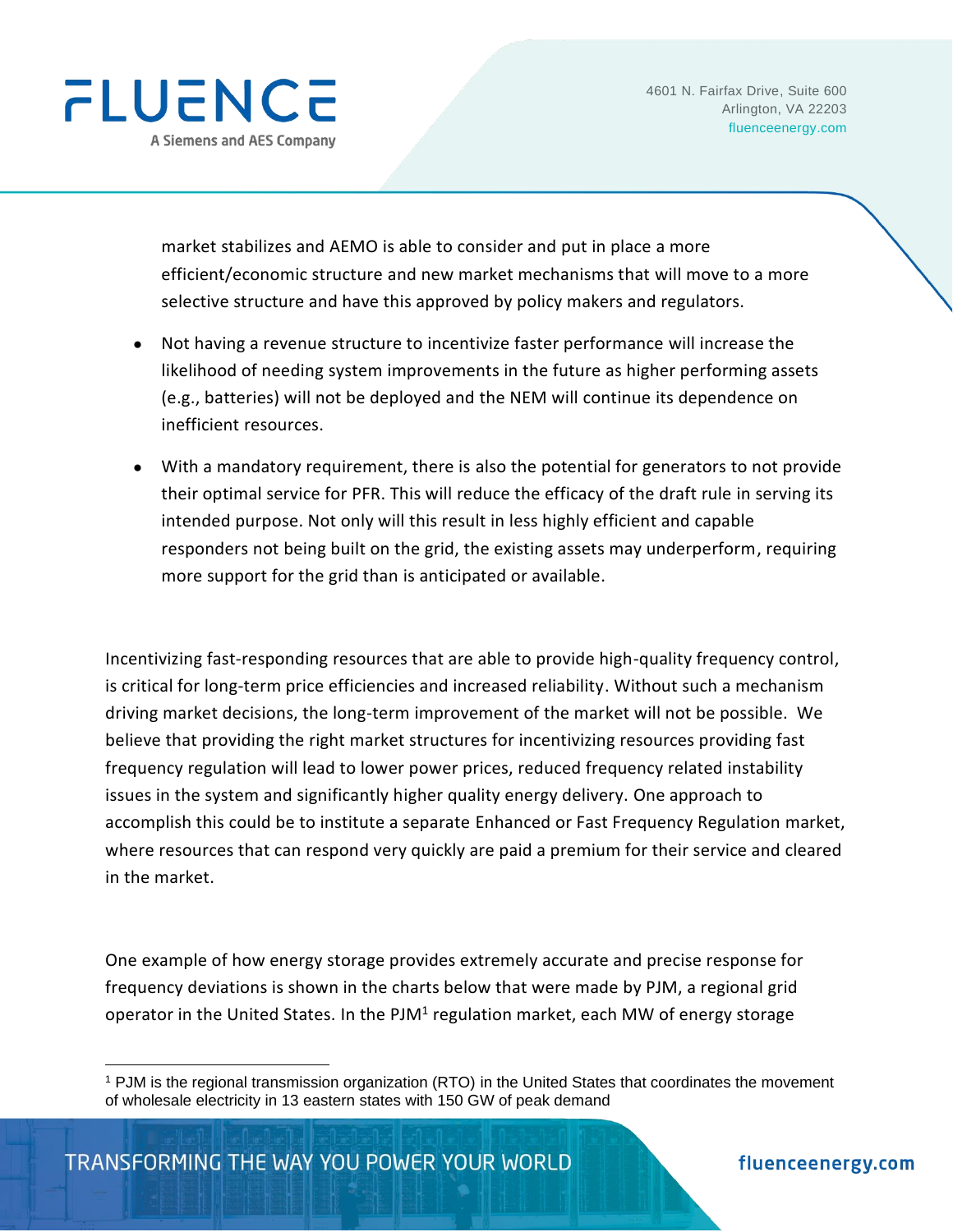market stabilizes and AEMO is able to consider and put in place a more efficient/economic structure and new market mechanisms that will move to a more selective structure and have this approved by policy makers and regulators.

- Not having a revenue structure to incentivize faster performance will increase the likelihood of needing system improvements in the future as higher performing assets (e.g., batteries) will not be deployed and the NEM will continue its dependence on inefficient resources.

- With a mandatory requirement, there is also the potential for generators to not provide their optimal service for PFR. This will reduce the efficacy of the draft rule in serving its intended purpose. Not only will this result in less highly efficient and capable responders not being built on the grid, the existing assets may underperform, requiring more support for the grid than is anticipated or available.

Incentivizing fast-responding resources that are able to provide high-quality frequency control, is critical for long-term price efficiencies and increased reliability. Without such a mechanism driving market decisions, the long-term improvement of the market will not be possible. We believe that providing the right market structures for incentivizing resources providing fast frequency regulation will lead to lower power prices, reduced frequency related instability issues in the system and significantly higher quality energy delivery. One approach to accomplish this could be to institute a separate Enhanced or Fast Frequency Regulation market, where resources that can respond very quickly are paid a premium for their service and cleared in the market.

One example of how energy storage provides extremely accurate and precise response for frequency deviations is shown in the charts below that were made by PJM, a regional grid operator in the United States. In the PJM[1] regulation market, each MW of energy storage

[1] PJM is the regional transmission organization (RTO) in the United States that coordinates the movement of wholesale electricity in 13 eastern states with 150 GW of peak demand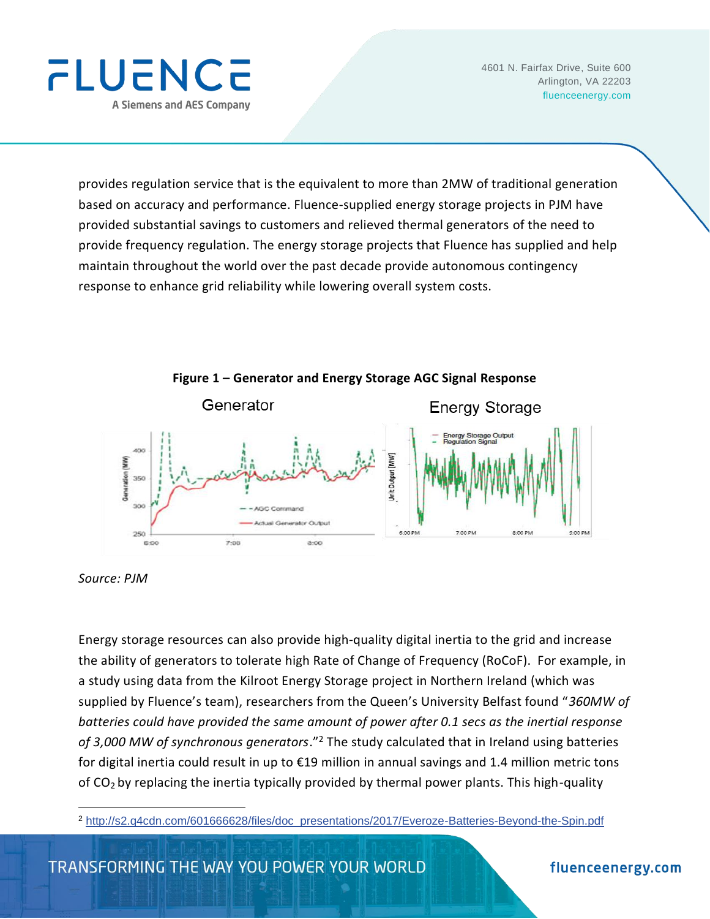provides regulation service that is the equivalent to more than 2MW of traditional generation based on accuracy and performance. Fluence-supplied energy storage projects in PJM have provided substantial savings to customers and relieved thermal generators of the need to provide frequency regulation. The energy storage projects that Fluence has supplied and help maintain throughout the world over the past decade provide autonomous contingency response to enhance grid reliability while lowering overall system costs.

**Figure 1 – Generator and Energy Storage AGC Signal Response**

*Source: PJM*

Energy storage resources can also provide high-quality digital inertia to the grid and increase the ability of generators to tolerate high Rate of Change of Frequency (RoCoF). For example, in a study using data from the Kilroot Energy Storage project in Northern Ireland (which was supplied by Fluence's team), researchers from the Queen's University Belfast found "*360MW of batteries could have provided the same amount of power after 0.1 secs as the inertial response of 3,000 MW of synchronous generators*."[2] The study calculated that in Ireland using batteries for digital inertia could result in up to €19 million in annual savings and 1.4 million metric tons of $CO_2$ by replacing the inertia typically provided by thermal power plants. This high-quality

---

[2] http://s2.q4cdn.com/601666628/files/doc_presentations/2017/Everoze-Batteries-Beyond-the-Spin.pdf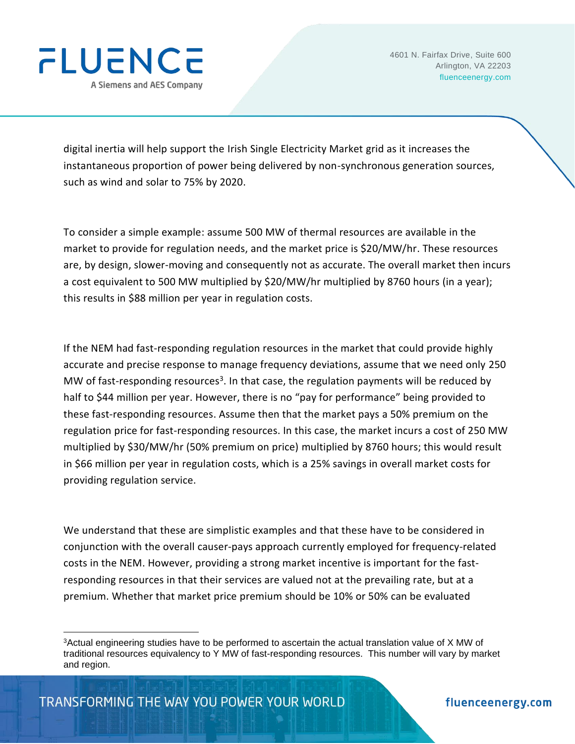digital inertia will help support the Irish Single Electricity Market grid as it increases the instantaneous proportion of power being delivered by non-synchronous generation sources, such as wind and solar to 75% by 2020.

To consider a simple example: assume 500 MW of thermal resources are available in the market to provide for regulation needs, and the market price is $20/MW/hr. These resources are, by design, slower-moving and consequently not as accurate. The overall market then incurs a cost equivalent to 500 MW multiplied by $20/MW/hr multiplied by 8760 hours (in a year); this results in $88 million per year in regulation costs.

If the NEM had fast-responding regulation resources in the market that could provide highly accurate and precise response to manage frequency deviations, assume that we need only 250 MW of fast-responding resources[3]. In that case, the regulation payments will be reduced by half to $44 million per year. However, there is no "pay for performance" being provided to these fast-responding resources. Assume then that the market pays a 50% premium on the regulation price for fast-responding resources. In this case, the market incurs a cost of 250 MW multiplied by $30/MW/hr (50% premium on price) multiplied by 8760 hours; this would result in $66 million per year in regulation costs, which is a 25% savings in overall market costs for providing regulation service.

We understand that these are simplistic examples and that these have to be considered in conjunction with the overall causer-pays approach currently employed for frequency-related costs in the NEM. However, providing a strong market incentive is important for the fast-responding resources in that their services are valued not at the prevailing rate, but at a premium. Whether that market price premium should be 10% or 50% can be evaluated

[3]Actual engineering studies have to be performed to ascertain the actual translation value of X MW of traditional resources equivalency to Y MW of fast-responding resources. This number will vary by market and region.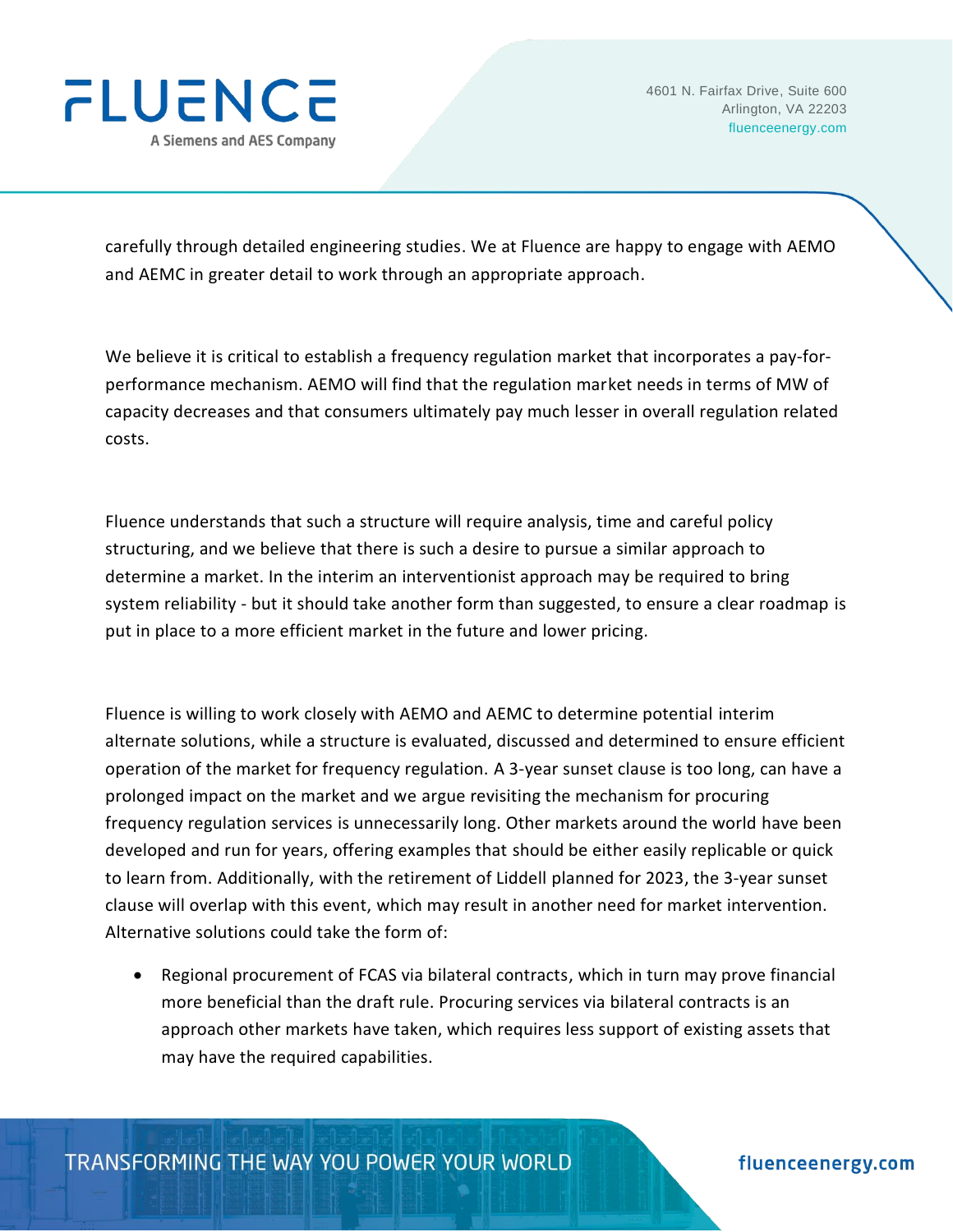carefully through detailed engineering studies. We at Fluence are happy to engage with AEMO and AEMC in greater detail to work through an appropriate approach.

We believe it is critical to establish a frequency regulation market that incorporates a pay-for-performance mechanism. AEMO will find that the regulation market needs in terms of MW of capacity decreases and that consumers ultimately pay much lesser in overall regulation related costs.

Fluence understands that such a structure will require analysis, time and careful policy structuring, and we believe that there is such a desire to pursue a similar approach to determine a market. In the interim an interventionist approach may be required to bring system reliability - but it should take another form than suggested, to ensure a clear roadmap is put in place to a more efficient market in the future and lower pricing.

Fluence is willing to work closely with AEMO and AEMC to determine potential interim alternate solutions, while a structure is evaluated, discussed and determined to ensure efficient operation of the market for frequency regulation. A 3-year sunset clause is too long, can have a prolonged impact on the market and we argue revisiting the mechanism for procuring frequency regulation services is unnecessarily long. Other markets around the world have been developed and run for years, offering examples that should be either easily replicable or quick to learn from. Additionally, with the retirement of Liddell planned for 2023, the 3-year sunset clause will overlap with this event, which may result in another need for market intervention. Alternative solutions could take the form of:

- Regional procurement of FCAS via bilateral contracts, which in turn may prove financial more beneficial than the draft rule. Procuring services via bilateral contracts is an approach other markets have taken, which requires less support of existing assets that may have the required capabilities.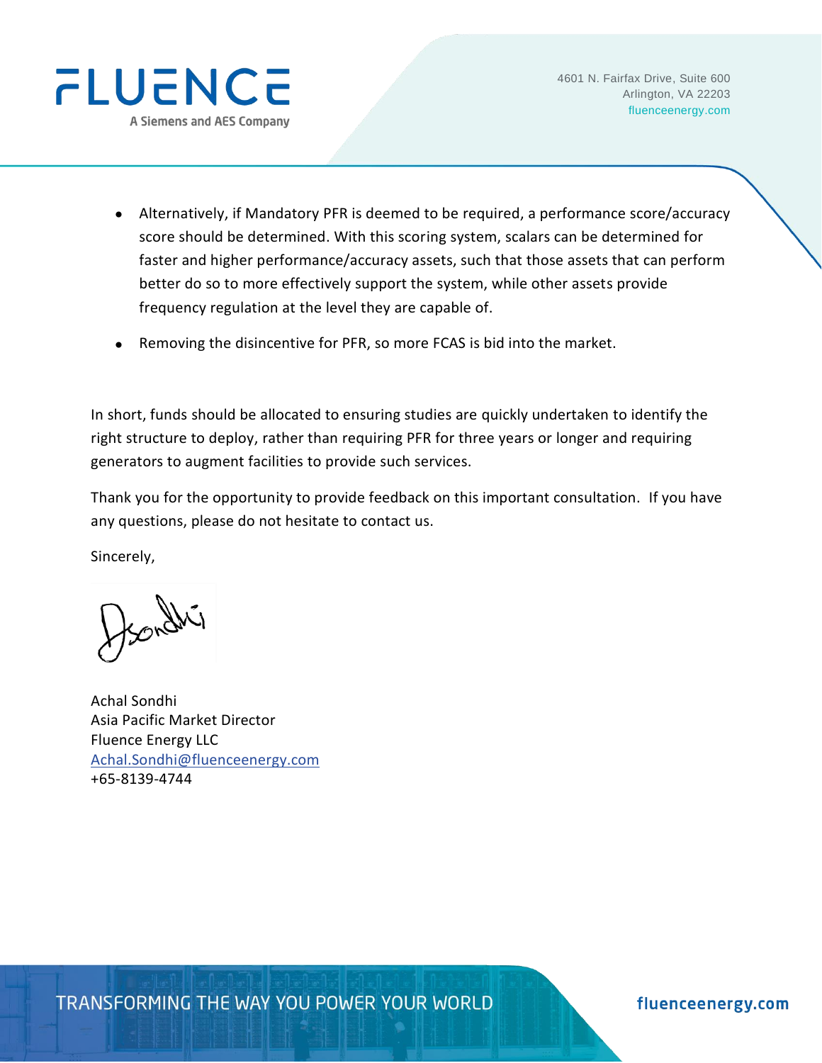- Alternatively, if Mandatory PFR is deemed to be required, a performance score/accuracy score should be determined. With this scoring system, scalars can be determined for faster and higher performance/accuracy assets, such that those assets that can perform better do so to more effectively support the system, while other assets provide frequency regulation at the level they are capable of.
- Removing the disincentive for PFR, so more FCAS is bid into the market.

In short, funds should be allocated to ensuring studies are quickly undertaken to identify the right structure to deploy, rather than requiring PFR for three years or longer and requiring generators to augment facilities to provide such services.

Thank you for the opportunity to provide feedback on this important consultation. If you have any questions, please do not hesitate to contact us.

Sincerely,

Achal Sondhi
Asia Pacific Market Director
Fluence Energy LLC
Achal.Sondhi@fluenceenergy.com
+65-8139-4744